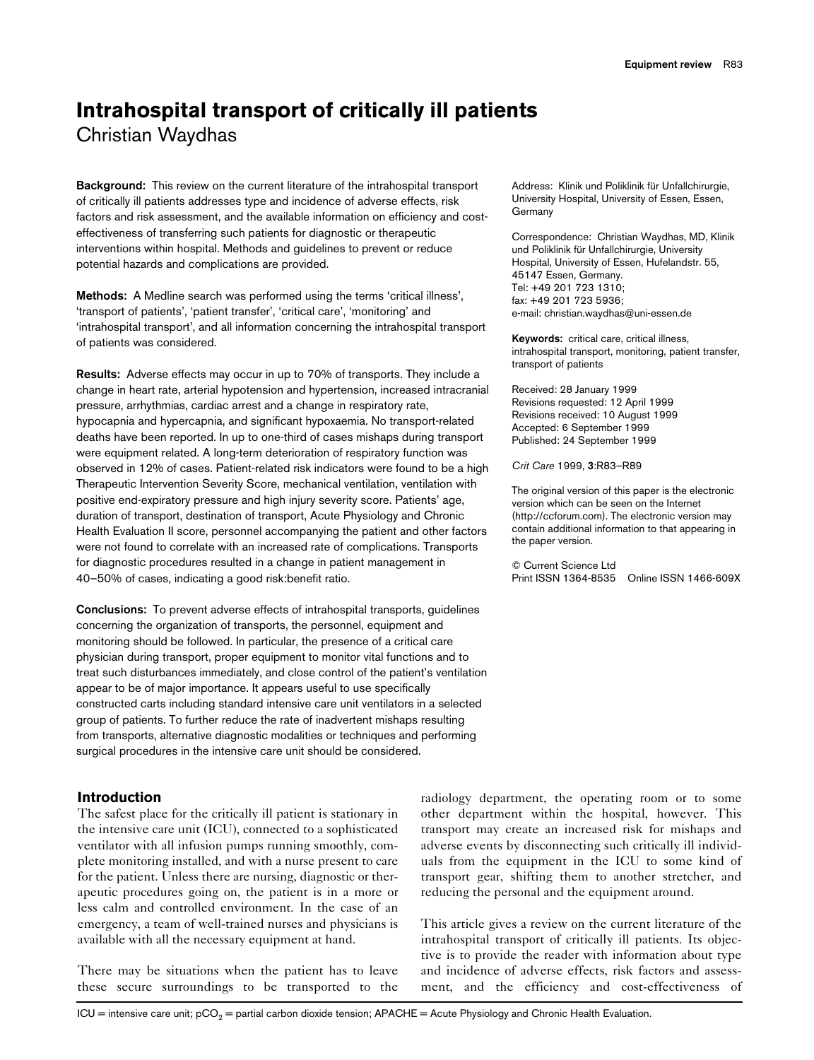# Intrahospital transport of critically ill patients

Christian Waydhas

**Background:** This review on the current literature of the intrahospital transport of critically ill patients addresses type and incidence of adverse effects, risk factors and risk assessment, and the available information on efficiency and cost-effectiveness of transferring such patients for diagnostic or therapeutic interventions within hospital. Methods and guidelines to prevent or reduce potential hazards and complications are provided.

**Methods:** A Medline search was performed using the terms 'critical illness', 'transport of patients', 'patient transfer', 'critical care', 'monitoring' and 'intrahospital transport', and all information concerning the intrahospital transport of patients was considered.

**Results:** Adverse effects may occur in up to 70% of transports. They include a change in heart rate, arterial hypotension and hypertension, increased intracranial pressure, arrhythmias, cardiac arrest and a change in respiratory rate, hypocapnia and hypercapnia, and significant hypoxaemia. No transport-related deaths have been reported. In up to one-third of cases mishaps during transport were equipment related. A long-term deterioration of respiratory function was observed in 12% of cases. Patient-related risk indicators were found to be a high Therapeutic Intervention Severity Score, mechanical ventilation, ventilation with positive end-expiratory pressure and high injury severity score. Patients' age, duration of transport, destination of transport, Acute Physiology and Chronic Health Evaluation II score, personnel accompanying the patient and other factors were not found to correlate with an increased rate of complications. Transports for diagnostic procedures resulted in a change in patient management in 40–50% of cases, indicating a good risk:benefit ratio.

**Conclusions:** To prevent adverse effects of intrahospital transports, guidelines concerning the organization of transports, the personnel, equipment and monitoring should be followed. In particular, the presence of a critical care physician during transport, proper equipment to monitor vital functions and to treat such disturbances immediately, and close control of the patient's ventilation appear to be of major importance. It appears useful to use specifically constructed carts including standard intensive care unit ventilators in a selected group of patients. To further reduce the rate of inadvertent mishaps resulting from transports, alternative diagnostic modalities or techniques and performing surgical procedures in the intensive care unit should be considered.

Address: Klinik und Poliklinik für Unfallchirurgie, University Hospital, University of Essen, Essen, Germany

Correspondence: Christian Waydhas, MD, Klinik und Poliklinik für Unfallchirurgie, University Hospital, University of Essen, Hufelandstr. 55, 45147 Essen, Germany.
Tel: +49 201 723 1310;
fax: +49 201 723 5936;
e-mail: christian.waydhas@uni-essen.de

**Keywords:** critical care, critical illness, intrahospital transport, monitoring, patient transfer, transport of patients

Received: 28 January 1999
Revisions requested: 12 April 1999
Revisions received: 10 August 1999
Accepted: 6 September 1999
Published: 24 September 1999

*Crit Care* 1999, **3**:R83–R89

The original version of this paper is the electronic version which can be seen on the Internet (http://ccforum.com). The electronic version may contain additional information to that appearing in the paper version.

© Current Science Ltd
Print ISSN 1364-8535 Online ISSN 1466-609X

## Introduction

The safest place for the critically ill patient is stationary in the intensive care unit (ICU), connected to a sophisticated ventilator with all infusion pumps running smoothly, complete monitoring installed, and with a nurse present to care for the patient. Unless there are nursing, diagnostic or therapeutic procedures going on, the patient is in a more or less calm and controlled environment. In the case of an emergency, a team of well-trained nurses and physicians is available with all the necessary equipment at hand.

There may be situations when the patient has to leave these secure surroundings to be transported to the radiology department, the operating room or to some other department within the hospital, however. This transport may create an increased risk for mishaps and adverse events by disconnecting such critically ill individuals from the equipment in the ICU to some kind of transport gear, shifting them to another stretcher, and reducing the personal and the equipment around.

This article gives a review on the current literature of the intrahospital transport of critically ill patients. Its objective is to provide the reader with information about type and incidence of adverse effects, risk factors and assessment, and the efficiency and cost-effectiveness of

ICU = intensive care unit; $pCO_2$ = partial carbon dioxide tension; APACHE = Acute Physiology and Chronic Health Evaluation.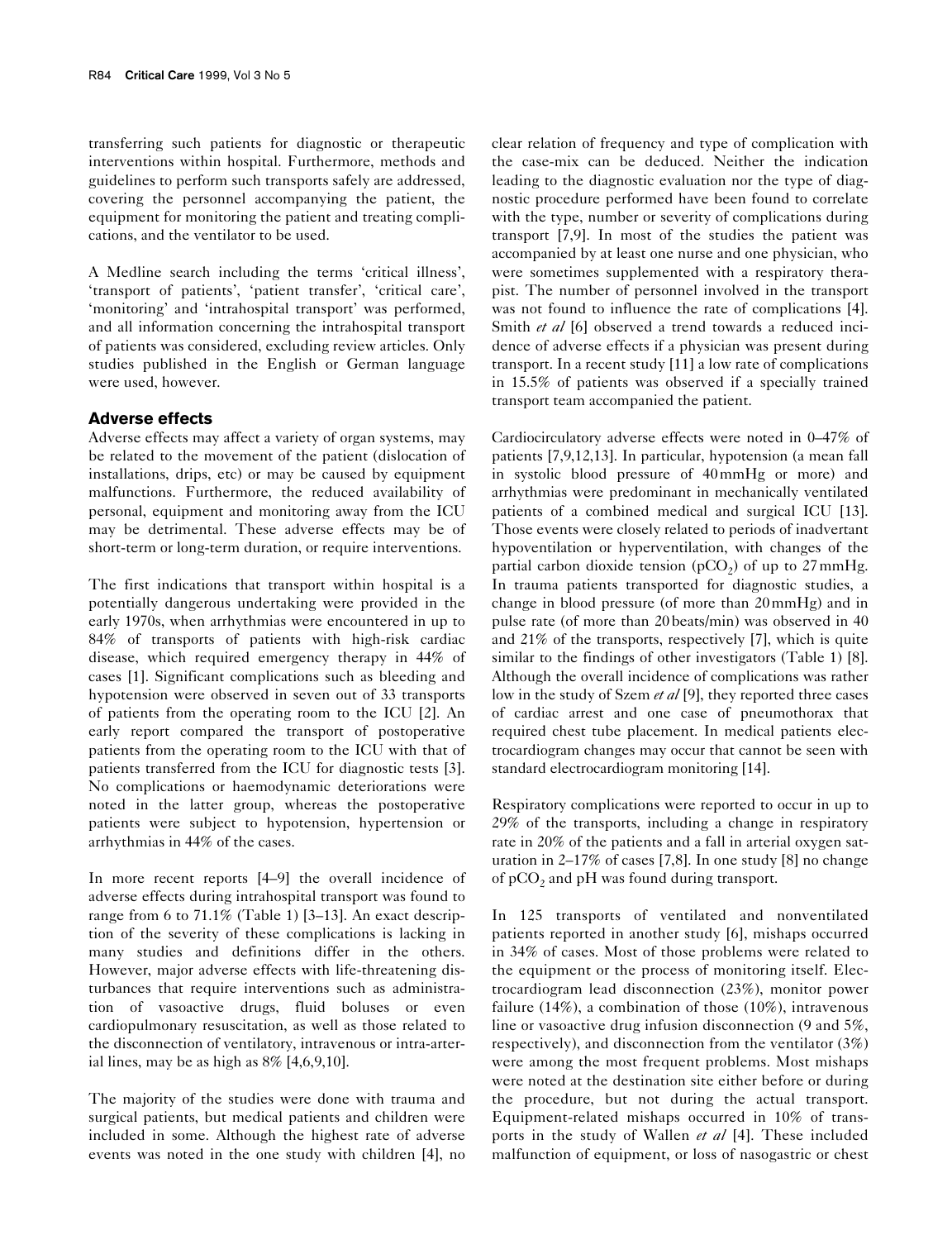transferring such patients for diagnostic or therapeutic interventions within hospital. Furthermore, methods and guidelines to perform such transports safely are addressed, covering the personnel accompanying the patient, the equipment for monitoring the patient and treating complications, and the ventilator to be used.

A Medline search including the terms 'critical illness', 'transport of patients', 'patient transfer', 'critical care', 'monitoring' and 'intrahospital transport' was performed, and all information concerning the intrahospital transport of patients was considered, excluding review articles. Only studies published in the English or German language were used, however.

## Adverse effects

Adverse effects may affect a variety of organ systems, may be related to the movement of the patient (dislocation of installations, drips, etc) or may be caused by equipment malfunctions. Furthermore, the reduced availability of personal, equipment and monitoring away from the ICU may be detrimental. These adverse effects may be of short-term or long-term duration, or require interventions.

The first indications that transport within hospital is a potentially dangerous undertaking were provided in the early 1970s, when arrhythmias were encountered in up to 84% of transports of patients with high-risk cardiac disease, which required emergency therapy in 44% of cases [1]. Significant complications such as bleeding and hypotension were observed in seven out of 33 transports of patients from the operating room to the ICU [2]. An early report compared the transport of postoperative patients from the operating room to the ICU with that of patients transferred from the ICU for diagnostic tests [3]. No complications or haemodynamic deteriorations were noted in the latter group, whereas the postoperative patients were subject to hypotension, hypertension or arrhythmias in 44% of the cases.

In more recent reports [4–9] the overall incidence of adverse effects during intrahospital transport was found to range from 6 to 71.1% (Table 1) [3–13]. An exact description of the severity of these complications is lacking in many studies and definitions differ in the others. However, major adverse effects with life-threatening disturbances that require interventions such as administration of vasoactive drugs, fluid boluses or even cardiopulmonary resuscitation, as well as those related to the disconnection of ventilatory, intravenous or intra-arterial lines, may be as high as 8% [4,6,9,10].

The majority of the studies were done with trauma and surgical patients, but medical patients and children were included in some. Although the highest rate of adverse events was noted in the one study with children [4], no clear relation of frequency and type of complication with the case-mix can be deduced. Neither the indication leading to the diagnostic evaluation nor the type of diagnostic procedure performed have been found to correlate with the type, number or severity of complications during transport [7,9]. In most of the studies the patient was accompanied by at least one nurse and one physician, who were sometimes supplemented with a respiratory therapist. The number of personnel involved in the transport was not found to influence the rate of complications [4]. Smith *et al* [6] observed a trend towards a reduced incidence of adverse effects if a physician was present during transport. In a recent study [11] a low rate of complications in 15.5% of patients was observed if a specially trained transport team accompanied the patient.

Cardiocirculatory adverse effects were noted in 0–47% of patients [7,9,12,13]. In particular, hypotension (a mean fall in systolic blood pressure of 40 mmHg or more) and arrhythmias were predominant in mechanically ventilated patients of a combined medical and surgical ICU [13]. Those events were closely related to periods of inadvertant hypoventilation or hyperventilation, with changes of the partial carbon dioxide tension ($pCO_2$) of up to 27 mmHg. In trauma patients transported for diagnostic studies, a change in blood pressure (of more than 20 mmHg) and in pulse rate (of more than 20 beats/min) was observed in 40 and 21% of the transports, respectively [7], which is quite similar to the findings of other investigators (Table 1) [8]. Although the overall incidence of complications was rather low in the study of Szem *et al* [9], they reported three cases of cardiac arrest and one case of pneumothorax that required chest tube placement. In medical patients electrocardiogram changes may occur that cannot be seen with standard electrocardiogram monitoring [14].

Respiratory complications were reported to occur in up to 29% of the transports, including a change in respiratory rate in 20% of the patients and a fall in arterial oxygen saturation in 2–17% of cases [7,8]. In one study [8] no change of $pCO_2$ and pH was found during transport.

In 125 transports of ventilated and nonventilated patients reported in another study [6], mishaps occurred in 34% of cases. Most of those problems were related to the equipment or the process of monitoring itself. Electrocardiogram lead disconnection (23%), monitor power failure (14%), a combination of those (10%), intravenous line or vasoactive drug infusion disconnection (9 and 5%, respectively), and disconnection from the ventilator (3%) were among the most frequent problems. Most mishaps were noted at the destination site either before or during the procedure, but not during the actual transport. Equipment-related mishaps occurred in 10% of transports in the study of Wallen *et al* [4]. These included malfunction of equipment, or loss of nasogastric or chest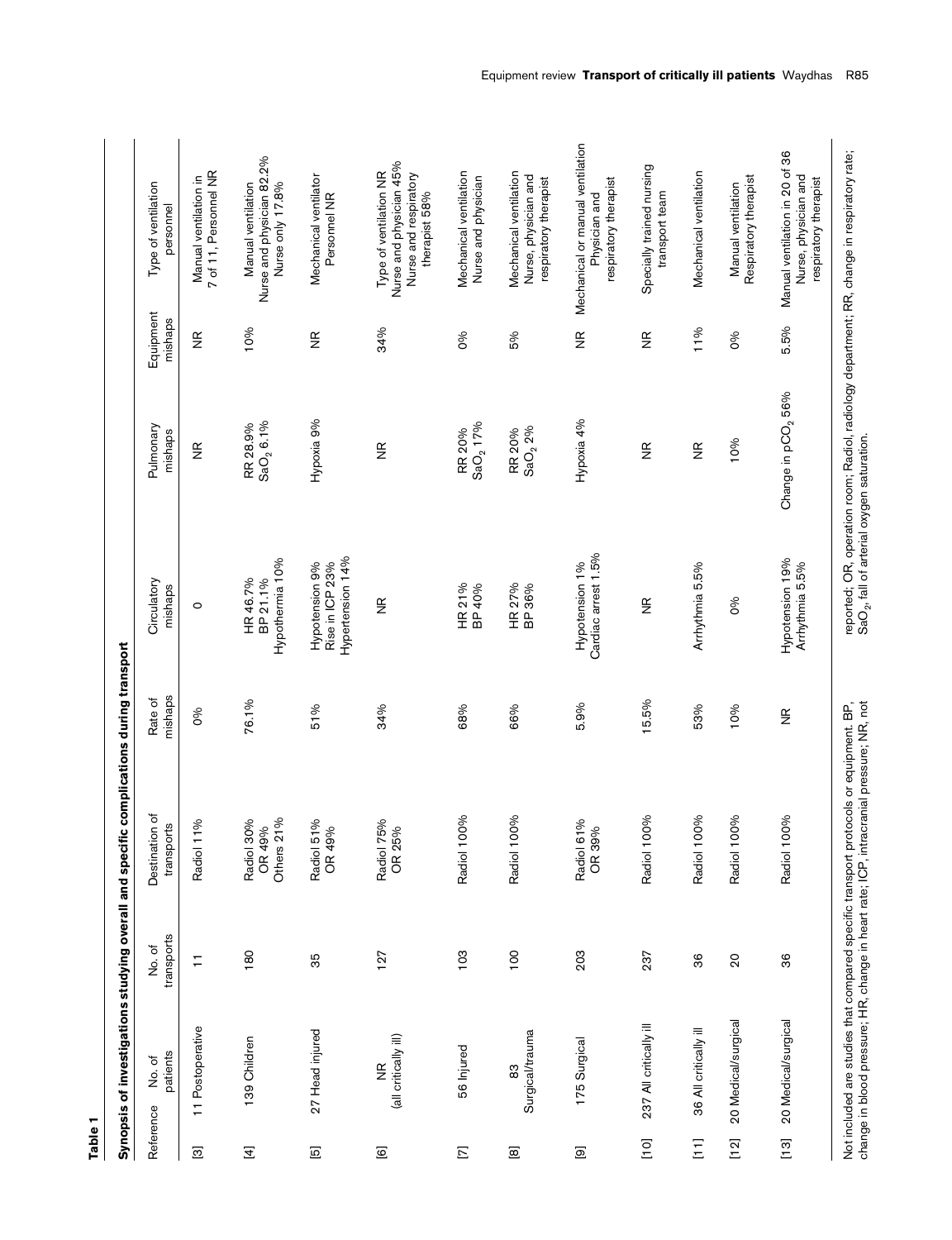**Table 1**

**Synopsis of investigations studying overall and specific complications during transport**

| Reference | No. of patients | No. of transports | Destination of transports | Rate of mishaps | Circulatory mishaps | Pulmonary mishaps | Equipment mishaps | Type of ventilation personnel |
|---|---|---|---|---|---|---|---|---|
| [3] | 11 Postoperative | 11 | Radiol 11% | 0% | 0 | NR | NR | Manual ventilation in 7 of 11, Personnel NR |
| [4] | 139 Children | 180 | Radiol 30%<br>OR 49%<br>Others 21% | 76.1% | HR 46.7%<br>BP 21.1%<br>Hypothermia 10% | RR 28.9%<br>$SaO_2$ 6.1% | 10% | Manual ventilation<br>Nurse and physician 82.2%<br>Nurse only 17.8% |
| [5] | 27 Head injured | 35 | Radiol 51%<br>OR 49% | 51% | Hypotension 9%<br>Rise in ICP 23%<br>Hypertension 14% | Hypoxia 9% | NR | Mechanical ventilator<br>Personnel NR |
| [6] | NR<br>(all critically ill) | 127 | Radiol 75%<br>OR 25% | 34% | NR | NR | 34% | Type of ventilation NR<br>Nurse and physician 45%<br>Nurse and respiratory therapist 58% |
| [7] | 56 Injured | 103 | Radiol 100% | 68% | HR 21%<br>BP 40% | RR 20%<br>$SaO_2$ 17% | 0% | Mechanical ventilation<br>Nurse and physician |
| [8] | 83<br>Surgical/trauma | 100 | Radiol 100% | 66% | HR 27%<br>BP 36% | RR 20%<br>$SaO_2$ 2% | 5% | Mechanical ventilation<br>Nurse, physician and respiratory therapist |
| [9] | 175 Surgical | 203 | Radiol 61%<br>OR 39% | 5.9% | Hypotension 1%<br>Cardiac arrest 1.5% | Hypoxia 4% | NR | Mechanical or manual ventilation<br>Physician and respiratory therapist |
| [10] | 237 All critically ill | 237 | Radiol 100% | 15.5% | NR | NR | NR | Specially trained nursing transport team |
| [11] | 36 All critically ill | 36 | Radiol 100% | 53% | Arrhythmia 5.5% | NR | 11% | Mechanical ventilation |
| [12] | 20 Medical/surgical | 20 | Radiol 100% | 10% | 0% | 10% | 0% | Manual ventilation<br>Respiratory therapist |
| [13] | 20 Medical/surgical | 36 | Radiol 100% | NR | Hypotension 19%<br>Arrhythmia 5.5% | Change in $pCO_2$ 56% | 5.5% | Manual ventilation in 20 of 36<br>Nurse, physician and respiratory therapist |

Not included are studies that compared specific transport protocols or equipment. BP, change in blood pressure; HR, change in heart rate; ICP, intracranial pressure; NR, not reported; OR, operation room; Radiol, radiology department; RR, change in respiratory rate; $SaO_2$, fall of arterial oxygen saturation.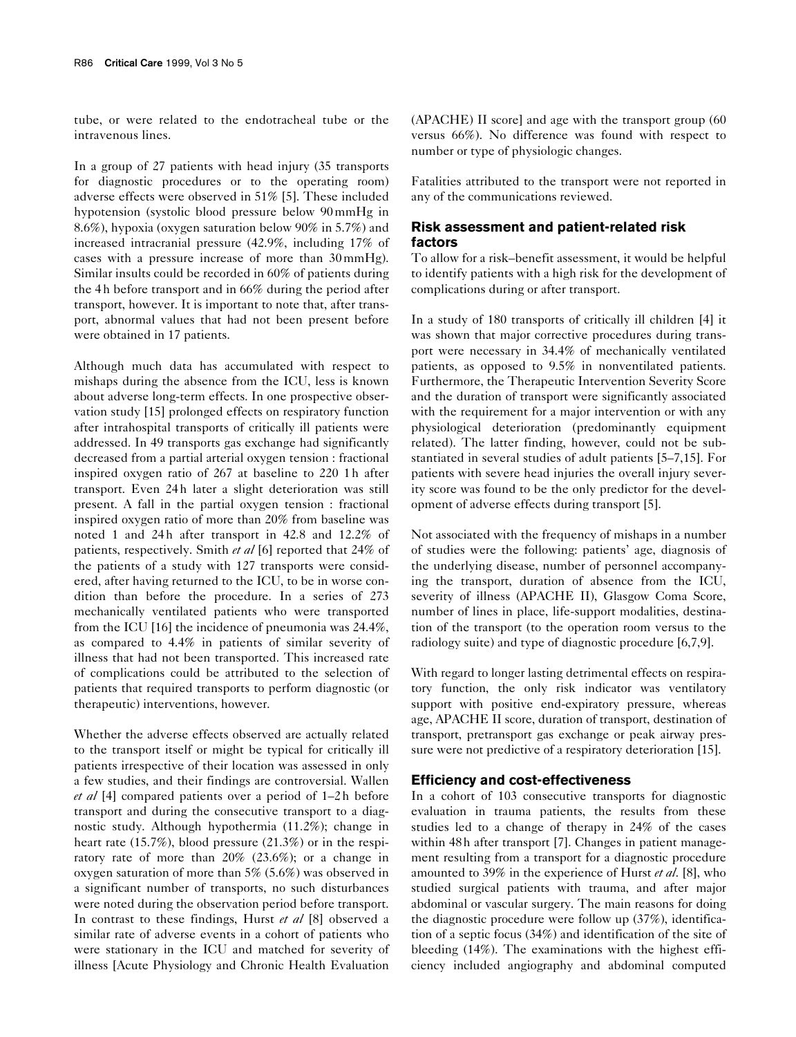tube, or were related to the endotracheal tube or the intravenous lines.

In a group of 27 patients with head injury (35 transports for diagnostic procedures or to the operating room) adverse effects were observed in 51% [5]. These included hypotension (systolic blood pressure below 90 mmHg in 8.6%), hypoxia (oxygen saturation below 90% in 5.7%) and increased intracranial pressure (42.9%, including 17% of cases with a pressure increase of more than 30 mmHg). Similar insults could be recorded in 60% of patients during the 4 h before transport and in 66% during the period after transport, however. It is important to note that, after transport, abnormal values that had not been present before were obtained in 17 patients.

Although much data has accumulated with respect to mishaps during the absence from the ICU, less is known about adverse long-term effects. In one prospective observation study [15] prolonged effects on respiratory function after intrahospital transports of critically ill patients were addressed. In 49 transports gas exchange had significantly decreased from a partial arterial oxygen tension : fractional inspired oxygen ratio of 267 at baseline to 220 1 h after transport. Even 24 h later a slight deterioration was still present. A fall in the partial oxygen tension : fractional inspired oxygen ratio of more than 20% from baseline was noted 1 and 24 h after transport in 42.8 and 12.2% of patients, respectively. Smith *et al* [6] reported that 24% of the patients of a study with 127 transports were considered, after having returned to the ICU, to be in worse condition than before the procedure. In a series of 273 mechanically ventilated patients who were transported from the ICU [16] the incidence of pneumonia was 24.4%, as compared to 4.4% in patients of similar severity of illness that had not been transported. This increased rate of complications could be attributed to the selection of patients that required transports to perform diagnostic (or therapeutic) interventions, however.

Whether the adverse effects observed are actually related to the transport itself or might be typical for critically ill patients irrespective of their location was assessed in only a few studies, and their findings are controversial. Wallen *et al* [4] compared patients over a period of 1–2 h before transport and during the consecutive transport to a diagnostic study. Although hypothermia (11.2%); change in heart rate (15.7%), blood pressure (21.3%) or in the respiratory rate of more than 20% (23.6%); or a change in oxygen saturation of more than 5% (5.6%) was observed in a significant number of transports, no such disturbances were noted during the observation period before transport. In contrast to these findings, Hurst *et al* [8] observed a similar rate of adverse events in a cohort of patients who were stationary in the ICU and matched for severity of illness [Acute Physiology and Chronic Health Evaluation (APACHE) II score] and age with the transport group (60 versus 66%). No difference was found with respect to number or type of physiologic changes.

Fatalities attributed to the transport were not reported in any of the communications reviewed.

## Risk assessment and patient-related risk factors

To allow for a risk–benefit assessment, it would be helpful to identify patients with a high risk for the development of complications during or after transport.

In a study of 180 transports of critically ill children [4] it was shown that major corrective procedures during transport were necessary in 34.4% of mechanically ventilated patients, as opposed to 9.5% in nonventilated patients. Furthermore, the Therapeutic Intervention Severity Score and the duration of transport were significantly associated with the requirement for a major intervention or with any physiological deterioration (predominantly equipment related). The latter finding, however, could not be substantiated in several studies of adult patients [5–7,15]. For patients with severe head injuries the overall injury severity score was found to be the only predictor for the development of adverse effects during transport [5].

Not associated with the frequency of mishaps in a number of studies were the following: patients' age, diagnosis of the underlying disease, number of personnel accompanying the transport, duration of absence from the ICU, severity of illness (APACHE II), Glasgow Coma Score, number of lines in place, life-support modalities, destination of the transport (to the operation room versus to the radiology suite) and type of diagnostic procedure [6,7,9].

With regard to longer lasting detrimental effects on respiratory function, the only risk indicator was ventilatory support with positive end-expiratory pressure, whereas age, APACHE II score, duration of transport, destination of transport, pretransport gas exchange or peak airway pressure were not predictive of a respiratory deterioration [15].

## Efficiency and cost-effectiveness

In a cohort of 103 consecutive transports for diagnostic evaluation in trauma patients, the results from these studies led to a change of therapy in 24% of the cases within 48 h after transport [7]. Changes in patient management resulting from a transport for a diagnostic procedure amounted to 39% in the experience of Hurst *et al*. [8], who studied surgical patients with trauma, and after major abdominal or vascular surgery. The main reasons for doing the diagnostic procedure were follow up (37%), identification of a septic focus (34%) and identification of the site of bleeding (14%). The examinations with the highest efficiency included angiography and abdominal computed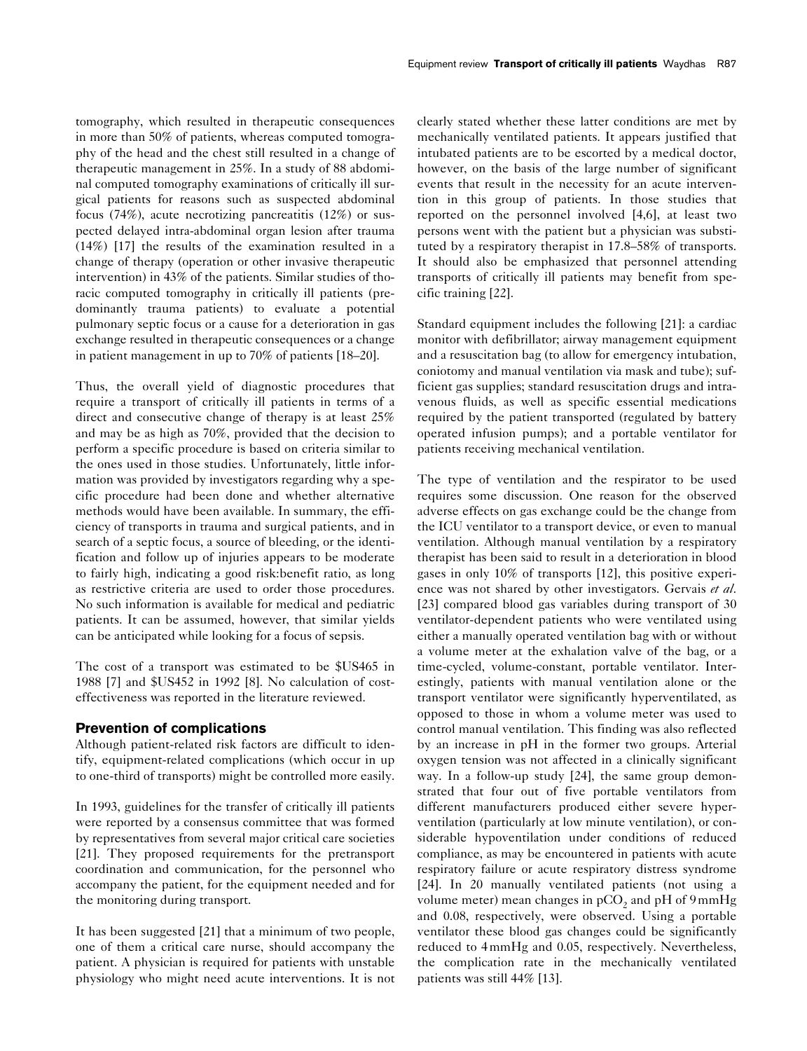tomography, which resulted in therapeutic consequences in more than 50% of patients, whereas computed tomography of the head and the chest still resulted in a change of therapeutic management in 25%. In a study of 88 abdominal computed tomography examinations of critically ill surgical patients for reasons such as suspected abdominal focus (74%), acute necrotizing pancreatitis (12%) or suspected delayed intra-abdominal organ lesion after trauma (14%) [17] the results of the examination resulted in a change of therapy (operation or other invasive therapeutic intervention) in 43% of the patients. Similar studies of thoracic computed tomography in critically ill patients (predominantly trauma patients) to evaluate a potential pulmonary septic focus or a cause for a deterioration in gas exchange resulted in therapeutic consequences or a change in patient management in up to 70% of patients [18–20].

Thus, the overall yield of diagnostic procedures that require a transport of critically ill patients in terms of a direct and consecutive change of therapy is at least 25% and may be as high as 70%, provided that the decision to perform a specific procedure is based on criteria similar to the ones used in those studies. Unfortunately, little information was provided by investigators regarding why a specific procedure had been done and whether alternative methods would have been available. In summary, the efficiency of transports in trauma and surgical patients, and in search of a septic focus, a source of bleeding, or the identification and follow up of injuries appears to be moderate to fairly high, indicating a good risk:benefit ratio, as long as restrictive criteria are used to order those procedures. No such information is available for medical and pediatric patients. It can be assumed, however, that similar yields can be anticipated while looking for a focus of sepsis.

The cost of a transport was estimated to be $US465 in 1988 [7] and $US452 in 1992 [8]. No calculation of cost-effectiveness was reported in the literature reviewed.

## Prevention of complications

Although patient-related risk factors are difficult to identify, equipment-related complications (which occur in up to one-third of transports) might be controlled more easily.

In 1993, guidelines for the transfer of critically ill patients were reported by a consensus committee that was formed by representatives from several major critical care societies [21]. They proposed requirements for the pretransport coordination and communication, for the personnel who accompany the patient, for the equipment needed and for the monitoring during transport.

It has been suggested [21] that a minimum of two people, one of them a critical care nurse, should accompany the patient. A physician is required for patients with unstable physiology who might need acute interventions. It is not clearly stated whether these latter conditions are met by mechanically ventilated patients. It appears justified that intubated patients are to be escorted by a medical doctor, however, on the basis of the large number of significant events that result in the necessity for an acute intervention in this group of patients. In those studies that reported on the personnel involved [4,6], at least two persons went with the patient but a physician was substituted by a respiratory therapist in 17.8–58% of transports. It should also be emphasized that personnel attending transports of critically ill patients may benefit from specific training [22].

Standard equipment includes the following [21]: a cardiac monitor with defibrillator; airway management equipment and a resuscitation bag (to allow for emergency intubation, coniotomy and manual ventilation via mask and tube); sufficient gas supplies; standard resuscitation drugs and intravenous fluids, as well as specific essential medications required by the patient transported (regulated by battery operated infusion pumps); and a portable ventilator for patients receiving mechanical ventilation.

The type of ventilation and the respirator to be used requires some discussion. One reason for the observed adverse effects on gas exchange could be the change from the ICU ventilator to a transport device, or even to manual ventilation. Although manual ventilation by a respiratory therapist has been said to result in a deterioration in blood gases in only 10% of transports [12], this positive experience was not shared by other investigators. Gervais *et al.* [23] compared blood gas variables during transport of 30 ventilator-dependent patients who were ventilated using either a manually operated ventilation bag with or without a volume meter at the exhalation valve of the bag, or a time-cycled, volume-constant, portable ventilator. Interestingly, patients with manual ventilation alone or the transport ventilator were significantly hyperventilated, as opposed to those in whom a volume meter was used to control manual ventilation. This finding was also reflected by an increase in pH in the former two groups. Arterial oxygen tension was not affected in a clinically significant way. In a follow-up study [24], the same group demonstrated that four out of five portable ventilators from different manufacturers produced either severe hyperventilation (particularly at low minute ventilation), or considerable hypoventilation under conditions of reduced compliance, as may be encountered in patients with acute respiratory failure or acute respiratory distress syndrome [24]. In 20 manually ventilated patients (not using a volume meter) mean changes in $pCO_2$ and pH of 9 mmHg and 0.08, respectively, were observed. Using a portable ventilator these blood gas changes could be significantly reduced to 4 mmHg and 0.05, respectively. Nevertheless, the complication rate in the mechanically ventilated patients was still 44% [13].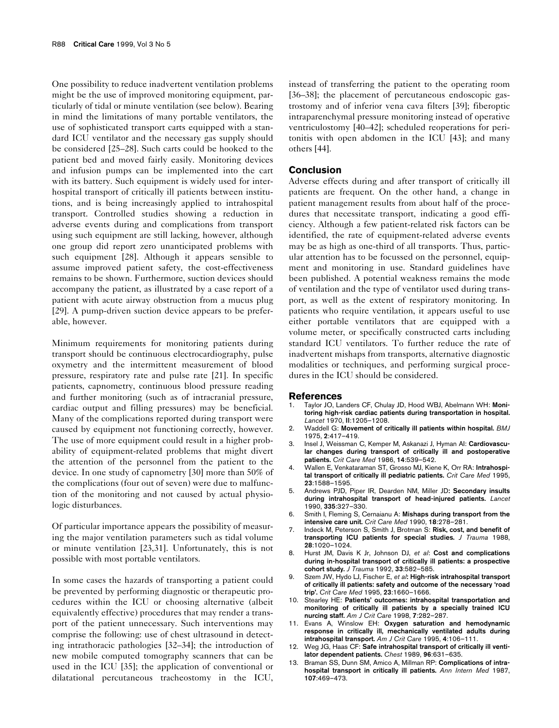One possibility to reduce inadvertent ventilation problems might be the use of improved monitoring equipment, particularly of tidal or minute ventilation (see below). Bearing in mind the limitations of many portable ventilators, the use of sophisticated transport carts equipped with a standard ICU ventilator and the necessary gas supply should be considered [25–28]. Such carts could be hooked to the patient bed and moved fairly easily. Monitoring devices and infusion pumps can be implemented into the cart with its battery. Such equipment is widely used for interhospital transport of critically ill patients between institutions, and is being increasingly applied to intrahospital transport. Controlled studies showing a reduction in adverse events during and complications from transport using such equipment are still lacking, however, although one group did report zero unanticipated problems with such equipment [28]. Although it appears sensible to assume improved patient safety, the cost-effectiveness remains to be shown. Furthermore, suction devices should accompany the patient, as illustrated by a case report of a patient with acute airway obstruction from a mucus plug [29]. A pump-driven suction device appears to be preferable, however.

Minimum requirements for monitoring patients during transport should be continuous electrocardiography, pulse oxymetry and the intermittent measurement of blood pressure, respiratory rate and pulse rate [21]. In specific patients, capnometry, continuous blood pressure reading and further monitoring (such as of intracranial pressure, cardiac output and filling pressures) may be beneficial. Many of the complications reported during transport were caused by equipment not functioning correctly, however. The use of more equipment could result in a higher probability of equipment-related problems that might divert the attention of the personnel from the patient to the device. In one study of capnometry [30] more than 50% of the complications (four out of seven) were due to malfunction of the monitoring and not caused by actual physiologic disturbances.

Of particular importance appears the possibility of measuring the major ventilation parameters such as tidal volume or minute ventilation [23,31]. Unfortunately, this is not possible with most portable ventilators.

In some cases the hazards of transporting a patient could be prevented by performing diagnostic or therapeutic procedures within the ICU or choosing alternative (albeit equivalently effective) procedures that may render a transport of the patient unnecessary. Such interventions may comprise the following: use of chest ultrasound in detecting intrathoracic pathologies [32–34]; the introduction of new mobile computed tomography scanners that can be used in the ICU [35]; the application of conventional or dilatational percutaneous tracheostomy in the ICU, instead of transferring the patient to the operating room [36–38]; the placement of percutaneous endoscopic gastrostomy and of inferior vena cava filters [39]; fiberoptic intraparenchymal pressure monitoring instead of operative ventriculostomy [40–42]; scheduled reoperations for peritonitis with open abdomen in the ICU [43]; and many others [44].

## Conclusion

Adverse effects during and after transport of critically ill patients are frequent. On the other hand, a change in patient management results from about half of the procedures that necessitate transport, indicating a good efficiency. Although a few patient-related risk factors can be identified, the rate of equipment-related adverse events may be as high as one-third of all transports. Thus, particular attention has to be focussed on the personnel, equipment and monitoring in use. Standard guidelines have been published. A potential weakness remains the mode of ventilation and the type of ventilator used during transport, as well as the extent of respiratory monitoring. In patients who require ventilation, it appears useful to use either portable ventilators that are equipped with a volume meter, or specifically constructed carts including standard ICU ventilators. To further reduce the rate of inadvertent mishaps from transports, alternative diagnostic modalities or techniques, and performing surgical procedures in the ICU should be considered.

## References

1. Taylor JO, Landers CF, Chulay JD, Hood WBJ, Abelmann WH: **Monitoring high-risk cardiac patients during transportation in hospital.** *Lancet* 1970, **II**:1205–1208.
2. Waddell G: **Movement of critically ill patients within hospital.** *BMJ* 1975, **2**:417–419.
3. Insel J, Weissman C, Kemper M, Askanazi J, Hyman AI: **Cardiovascular changes during transport of critically ill and postoperative patients.** *Crit Care Med* 1986, **14**:539–542.
4. Wallen E, Venkataraman ST, Grosso MJ, Kiene K, Orr RA: **Intrahospital transport of critically ill pediatric patients.** *Crit Care Med* 1995, **23**:1588–1595.
5. Andrews PJD, Piper IR, Dearden NM, Miller JD: **Secondary insults during intrahospital transport of head-injured patients.** *Lancet* 1990, **335**:327–330.
6. Smith I, Fleming S, Cernaianu A: **Mishaps during transport from the intensive care unit.** *Crit Care Med* 1990, **18**:278–281.
7. Indeck M, Peterson S, Smith J, Brotman S: **Risk, cost, and benefit of transporting ICU patients for special studies.** *J Trauma* 1988, **28**:1020–1024.
8. Hurst JM, Davis K Jr, Johnson DJ, *et al*: **Cost and complications during in-hospital transport of critically ill patients: a prospective cohort study.** *J Trauma* 1992, **33**:582–585.
9. Szem JW, Hydo LJ, Fischer E, *et al*: **High-risk intrahospital transport of critically ill patients: safety and outcome of the necessary 'road trip'.** *Crit Care Med* 1995, **23**:1660–1666.
10. Stearley HE: **Patients' outcomes: intrahospital transportation and monitoring of critically ill patients by a specially trained ICU nurcing staff.** *Am J Crit Care* 1998, **7**:282–287.
11. Evans A, Winslow EH: **Oxygen saturation and hemodynamic response in critically ill, mechanically ventilated adults during intrahospital transport.** *Am J Crit Care* 1995, **4**:106–111.
12. Weg JG, Haas CF: **Safe intrahospital transport of critically ill ventilator dependent patients.** *Chest* 1989, **96**:631–635.
13. Braman SS, Dunn SM, Amico A, Millman RP: **Complications of intrahospital transport in critically ill patients.** *Ann Intern Med* 1987, **107**:469–473.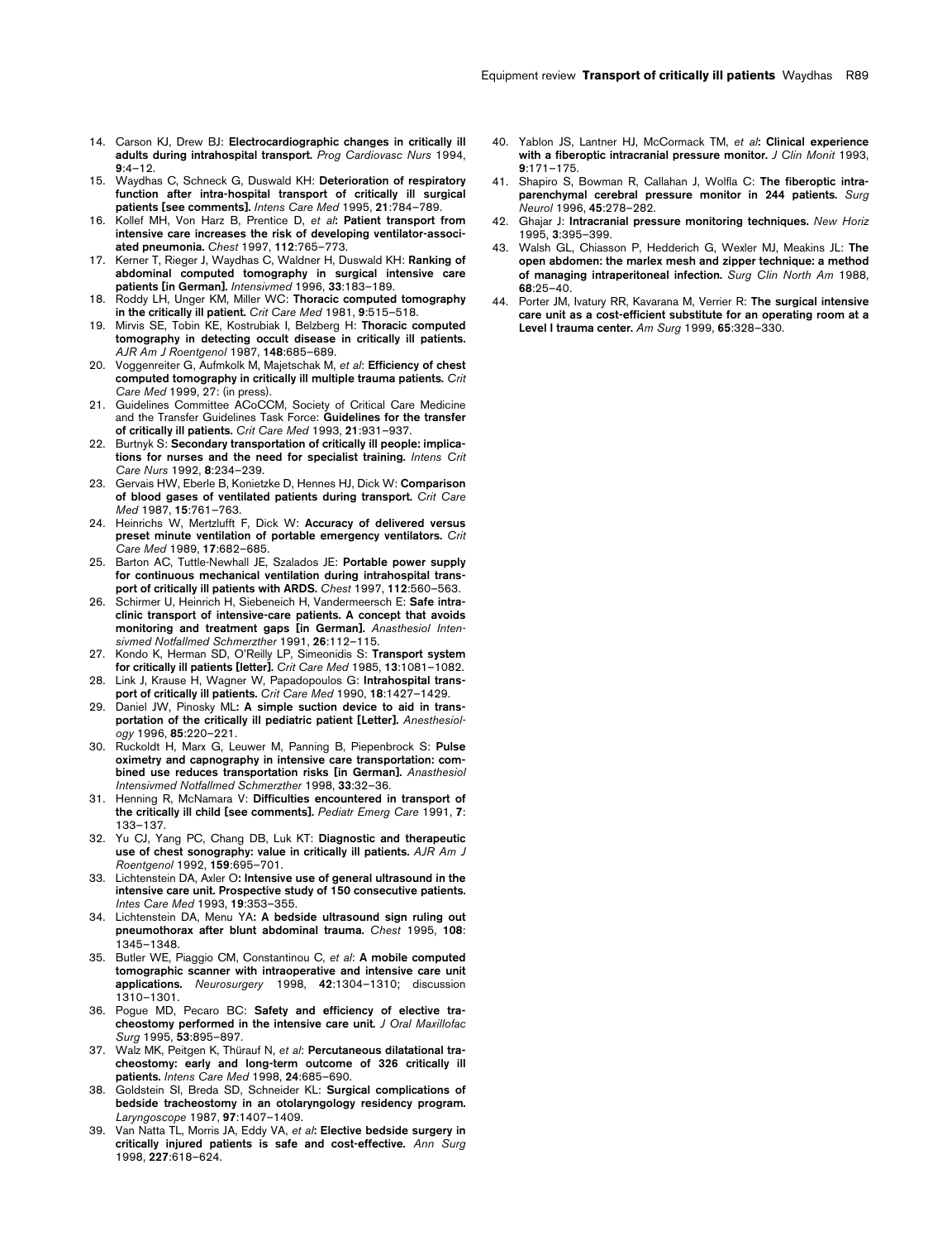14. Carson KJ, Drew BJ: **Electrocardiographic changes in critically ill adults during intrahospital transport.** *Prog Cardiovasc Nurs* 1994, **9**:4–12.
15. Waydhas C, Schneck G, Duswald KH: **Deterioration of respiratory function after intra-hospital transport of critically ill surgical patients [see comments].** *Intens Care Med* 1995, **21**:784–789.
16. Kollef MH, Von Harz B, Prentice D, *et al*: **Patient transport from intensive care increases the risk of developing ventilator-associated pneumonia.** *Chest* 1997, **112**:765–773.
17. Kerner T, Rieger J, Waydhas C, Waldner H, Duswald KH: **Ranking of abdominal computed tomography in surgical intensive care patients [in German].** *Intensivmed* 1996, **33**:183–189.
18. Roddy LH, Unger KM, Miller WC: **Thoracic computed tomography in the critically ill patient.** *Crit Care Med* 1981, **9**:515–518.
19. Mirvis SE, Tobin KE, Kostrubiak I, Belzberg H: **Thoracic computed tomography in detecting occult disease in critically ill patients.** *AJR Am J Roentgenol* 1987, **148**:685–689.
20. Voggenreiter G, Aufmkolk M, Majetschak M, *et al*: **Efficiency of chest computed tomography in critically ill multiple trauma patients.** *Crit Care Med* 1999, 27: (in press).
21. Guidelines Committee ACoCCM, Society of Critical Care Medicine and the Transfer Guidelines Task Force: **Guidelines for the transfer of critically ill patients.** *Crit Care Med* 1993, **21**:931–937.
22. Burtnyk S: **Secondary transportation of critically ill people: implications for nurses and the need for specialist training.** *Intens Crit Care Nurs* 1992, **8**:234–239.
23. Gervais HW, Eberle B, Konietzke D, Hennes HJ, Dick W: **Comparison of blood gases of ventilated patients during transport.** *Crit Care Med* 1987, **15**:761–763.
24. Heinrichs W, Mertzlufft F, Dick W: **Accuracy of delivered versus preset minute ventilation of portable emergency ventilators.** *Crit Care Med* 1989, **17**:682–685.
25. Barton AC, Tuttle-Newhall JE, Szalados JE: **Portable power supply for continuous mechanical ventilation during intrahospital transport of critically ill patients with ARDS.** *Chest* 1997, **112**:560–563.
26. Schirmer U, Heinrich H, Siebeneich H, Vandermeersch E: **Safe intraclinic transport of intensive-care patients. A concept that avoids monitoring and treatment gaps [in German].** *Anasthesiol Intensivmed Notfallmed Schmerzther* 1991, **26**:112–115.
27. Kondo K, Herman SD, O'Reilly LP, Simeonidis S: **Transport system for critically ill patients [letter].** *Crit Care Med* 1985, **13**:1081–1082.
28. Link J, Krause H, Wagner W, Papadopoulos G: **Intrahospital transport of critically ill patients.** *Crit Care Med* 1990, **18**:1427–1429.
29. Daniel JW, Pinosky ML: **A simple suction device to aid in transportation of the critically ill pediatric patient [Letter].** *Anesthesiology* 1996, **85**:220–221.
30. Ruckoldt H, Marx G, Leuwer M, Panning B, Piepenbrock S: **Pulse oximetry and capnography in intensive care transportation: combined use reduces transportation risks [in German].** *Anasthesiol Intensivmed Notfallmed Schmerzther* 1998, **33**:32–36.
31. Henning R, McNamara V: **Difficulties encountered in transport of the critically ill child [see comments].** *Pediatr Emerg Care* 1991, **7**: 133–137.
32. Yu CJ, Yang PC, Chang DB, Luk KT: **Diagnostic and therapeutic use of chest sonography: value in critically ill patients.** *AJR Am J Roentgenol* 1992, **159**:695–701.
33. Lichtenstein DA, Axler O: **Intensive use of general ultrasound in the intensive care unit. Prospective study of 150 consecutive patients.** *Intes Care Med* 1993, **19**:353–355.
34. Lichtenstein DA, Menu YA: **A bedside ultrasound sign ruling out pneumothorax after blunt abdominal trauma.** *Chest* 1995, **108**: 1345–1348.
35. Butler WE, Piaggio CM, Constantinou C, *et al*: **A mobile computed tomographic scanner with intraoperative and intensive care unit applications.** *Neurosurgery* 1998, **42**:1304–1310; discussion 1310–1301.
36. Pogue MD, Pecaro BC: **Safety and efficiency of elective tracheostomy performed in the intensive care unit.** *J Oral Maxillofac Surg* 1995, **53**:895–897.
37. Walz MK, Peitgen K, Thürauf N, *et al*: **Percutaneous dilatational tracheostomy: early and long-term outcome of 326 critically ill patients.** *Intens Care Med* 1998, **24**:685–690.
38. Goldstein SI, Breda SD, Schneider KL: **Surgical complications of bedside tracheostomy in an otolaryngology residency program.** *Laryngoscope* 1987, **97**:1407–1409.
39. Van Natta TL, Morris JA, Eddy VA, *et al*: **Elective bedside surgery in critically injured patients is safe and cost-effective.** *Ann Surg* 1998, **227**:618–624.
40. Yablon JS, Lantner HJ, McCormack TM, *et al*: **Clinical experience with a fiberoptic intracranial pressure monitor.** *J Clin Monit* 1993, **9**:171–175.
41. Shapiro S, Bowman R, Callahan J, Wolfla C: **The fiberoptic intraparenchymal cerebral pressure monitor in 244 patients.** *Surg Neurol* 1996, **45**:278–282.
42. Ghajar J: **Intracranial pressure monitoring techniques.** *New Horiz* 1995, **3**:395–399.
43. Walsh GL, Chiasson P, Hedderich G, Wexler MJ, Meakins JL: **The open abdomen: the marlex mesh and zipper technique: a method of managing intraperitoneal infection.** *Surg Clin North Am* 1988, **68**:25–40.
44. Porter JM, Ivatury RR, Kavarana M, Verrier R: **The surgical intensive care unit as a cost-efficient substitute for an operating room at a Level I trauma center.** *Am Surg* 1999, **65**:328–330.